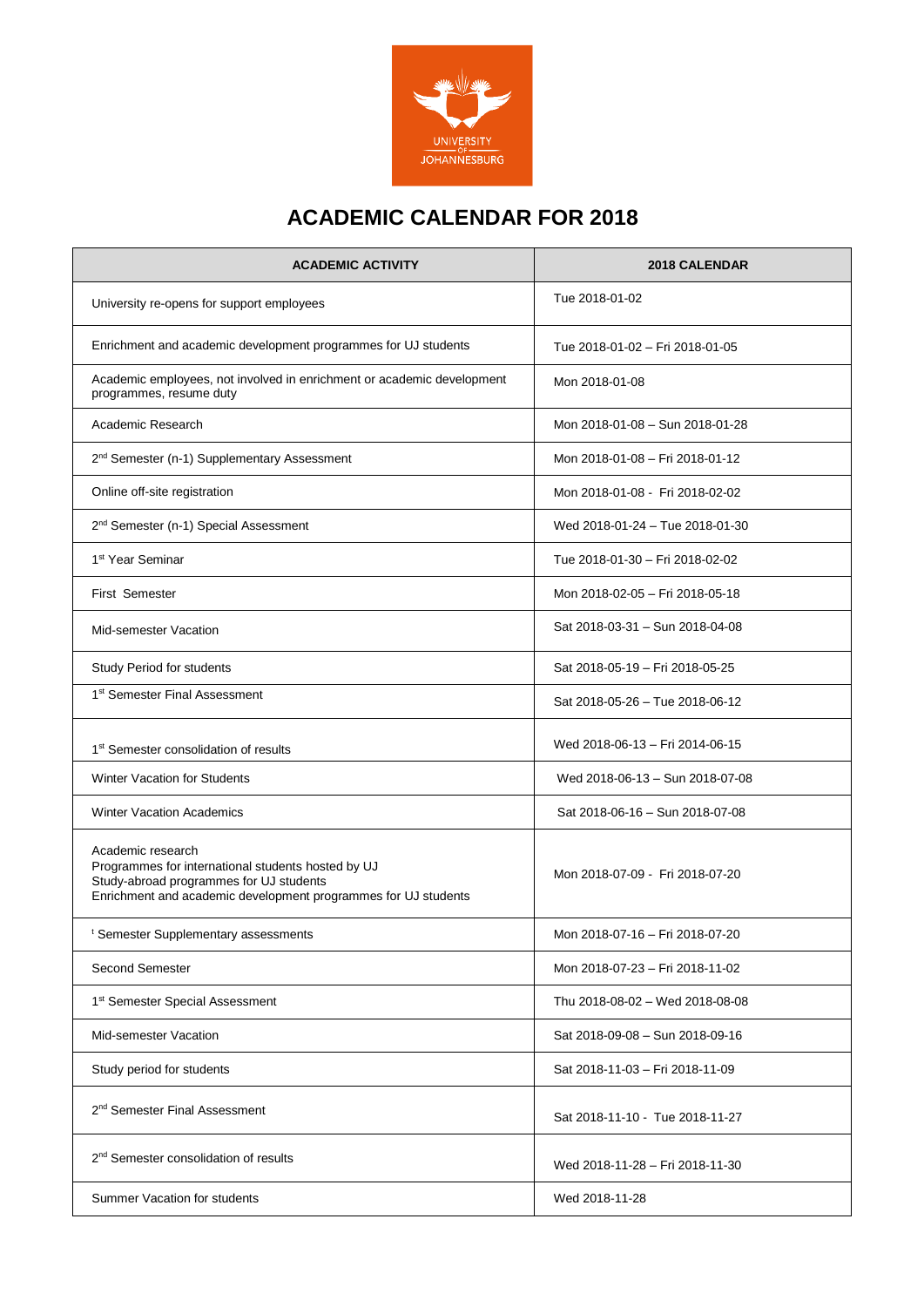# ACADEMIC CALENDAR FOR 2018

| ACADEMIC ACTIVITY | 2018 CALENDAR |
|---|---|
| University re-opens for support employees | Tue 2018-01-02 |
| Enrichment and academic development programmes for UJ students | Tue 2018-01-02 – Fri 2018-01-05 |
| Academic employees, not involved in enrichment or academic development programmes, resume duty | Mon 2018-01-08 |
| Academic Research | Mon 2018-01-08 – Sun 2018-01-28 |
| 2[nd] Semester (n-1) Supplementary Assessment | Mon 2018-01-08 – Fri 2018-01-12 |
| Online off-site registration | Mon 2018-01-08 - Fri 2018-02-02 |
| 2[nd] Semester (n-1) Special Assessment | Wed 2018-01-24 – Tue 2018-01-30 |
| 1[st] Year Seminar | Tue 2018-01-30 – Fri 2018-02-02 |
| First Semester | Mon 2018-02-05 – Fri 2018-05-18 |
| Mid-semester Vacation | Sat 2018-03-31 – Sun 2018-04-08 |
| Study Period for students | Sat 2018-05-19 – Fri 2018-05-25 |
| 1[st] Semester Final Assessment | Sat 2018-05-26 – Tue 2018-06-12 |
| 1[st] Semester consolidation of results | Wed 2018-06-13 – Fri 2014-06-15 |
| Winter Vacation for Students | Wed 2018-06-13 – Sun 2018-07-08 |
| Winter Vacation Academics | Sat 2018-06-16 – Sun 2018-07-08 |
| Academic research<br>Programmes for international students hosted by UJ<br>Study-abroad programmes for UJ students<br>Enrichment and academic development programmes for UJ students | Mon 2018-07-09 - Fri 2018-07-20 |
| [t] Semester Supplementary assessments | Mon 2018-07-16 – Fri 2018-07-20 |
| Second Semester | Mon 2018-07-23 – Fri 2018-11-02 |
| 1[st] Semester Special Assessment | Thu 2018-08-02 – Wed 2018-08-08 |
| Mid-semester Vacation | Sat 2018-09-08 – Sun 2018-09-16 |
| Study period for students | Sat 2018-11-03 – Fri 2018-11-09 |
| 2[nd] Semester Final Assessment | Sat 2018-11-10 - Tue 2018-11-27 |
| 2[nd] Semester consolidation of results | Wed 2018-11-28 – Fri 2018-11-30 |
| Summer Vacation for students | Wed 2018-11-28 |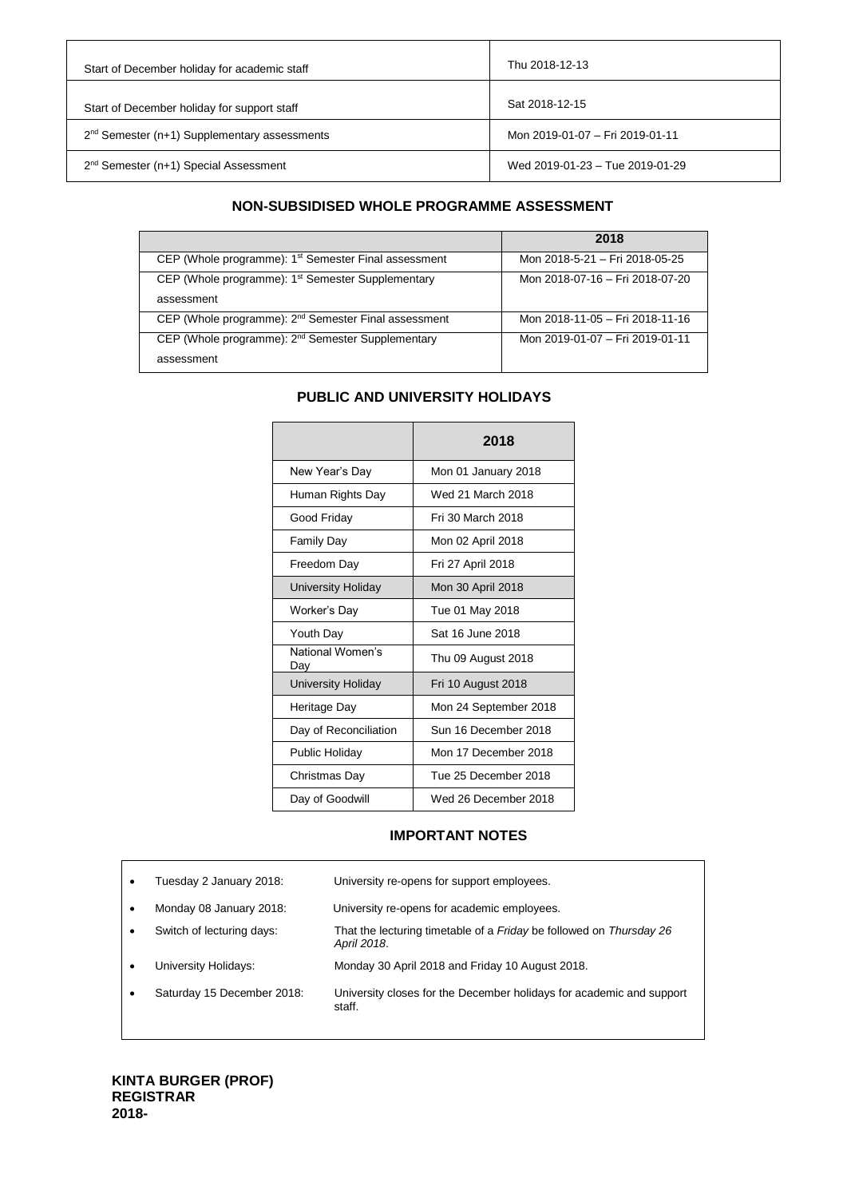| | |
|---|---|
| Start of December holiday for academic staff | Thu 2018-12-13 |
| Start of December holiday for support staff | Sat 2018-12-15 |
| 2nd Semester (n+1) Supplementary assessments | Mon 2019-01-07 – Fri 2019-01-11 |
| 2nd Semester (n+1) Special Assessment | Wed 2019-01-23 – Tue 2019-01-29 |

## NON-SUBSIDISED WHOLE PROGRAMME ASSESSMENT

| | 2018 |
|---|---|
| CEP (Whole programme): 1st Semester Final assessment | Mon 2018-5-21 – Fri 2018-05-25 |
| CEP (Whole programme): 1st Semester Supplementary assessment | Mon 2018-07-16 – Fri 2018-07-20 |
| CEP (Whole programme): 2nd Semester Final assessment | Mon 2018-11-05 – Fri 2018-11-16 |
| CEP (Whole programme): 2nd Semester Supplementary assessment | Mon 2019-01-07 – Fri 2019-01-11 |

## PUBLIC AND UNIVERSITY HOLIDAYS

| | 2018 |
|---|---|
| New Year's Day | Mon 01 January 2018 |
| Human Rights Day | Wed 21 March 2018 |
| Good Friday | Fri 30 March 2018 |
| Family Day | Mon 02 April 2018 |
| Freedom Day | Fri 27 April 2018 |
| University Holiday | Mon 30 April 2018 |
| Worker's Day | Tue 01 May 2018 |
| Youth Day | Sat 16 June 2018 |
| National Women's Day | Thu 09 August 2018 |
| University Holiday | Fri 10 August 2018 |
| Heritage Day | Mon 24 September 2018 |
| Day of Reconciliation | Sun 16 December 2018 |
| Public Holiday | Mon 17 December 2018 |
| Christmas Day | Tue 25 December 2018 |
| Day of Goodwill | Wed 26 December 2018 |

## IMPORTANT NOTES

- Tuesday 2 January 2018: University re-opens for support employees.
- Monday 08 January 2018: University re-opens for academic employees.
- Switch of lecturing days: That the lecturing timetable of a *Friday* be followed on *Thursday 26 April 2018*.
- University Holidays: Monday 30 April 2018 and Friday 10 August 2018.
- Saturday 15 December 2018: University closes for the December holidays for academic and support staff.

**KINTA BURGER (PROF)**
**REGISTRAR**
**2018-**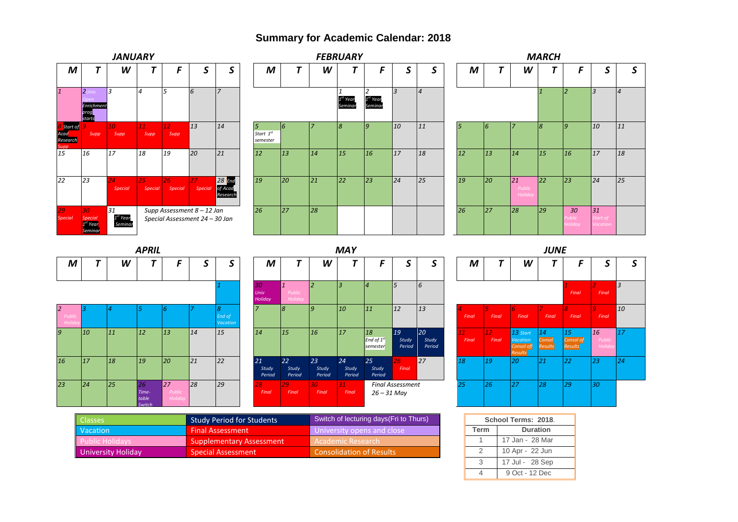# Summary for Academic Calendar: 2018

### JANUARY

| M | T | W | T | F | S | S |
|---|---|---|---|---|---|---|
| 1 | 2 Univ Open Enrichment prog starts | 3 | 4 | 5 | 6 | 7 |
| 8 Start of Acad Research Supp | 9 Supp | 10 Supp | 11 Supp | 12 Supp | 13 | 14 |
| 15 | 16 | 17 | 18 | 19 | 20 | 21 |
| 22 | 23 | 24 Special | 25 Special | 26 Special | 27 Special | 28 End of Acad Research |
| 29 Special | 30 Special 1st Year Seminar | 31 1st Year Seminar | | | | |

Supp Assessment 8 – 12 Jan
Special Assessment 24 – 30 Jan

### FEBRUARY

| M | T | W | T | F | S | S |
|---|---|---|---|---|---|---|
| | | | 1 1st Year Seminar | 2 1st Year Seminar | 3 | 4 |
| 5 Start 1st semester | 6 | 7 | 8 | 9 | 10 | 11 |
| 12 | 13 | 14 | 15 | 16 | 17 | 18 |
| 19 | 20 | 21 | 22 | 23 | 24 | 25 |
| 26 | 27 | 28 | | | | |

### MARCH

| M | T | W | T | F | S | S |
|---|---|---|---|---|---|---|
| | | | 1 | 2 | 3 | 4 |
| 5 | 6 | 7 | 8 | 9 | 10 | 11 |
| 12 | 13 | 14 | 15 | 16 | 17 | 18 |
| 19 | 20 | 21 Public Holiday | 22 | 23 | 24 | 25 |
| 26 | 27 | 28 | 29 | 30 Public Holiday | 31 Start of Vacation | |

### APRIL

| M | T | W | T | F | S | S |
|---|---|---|---|---|---|---|
| | | | | | | 1 |
| 2 Public Holiday | 3 | 4 | 5 | 6 | 7 | 8 End of Vacation |
| 9 | 10 | 11 | 12 | 13 | 14 | 15 |
| 16 | 17 | 18 | 19 | 20 | 21 | 22 |
| 23 | 24 | 25 | 26 Time-table Switch | 27 Public Holiday | 28 | 29 |

### MAY

| M | T | W | T | F | S | S |
|---|---|---|---|---|---|---|
| 30 Univ Holiday | 1 Public Holiday | 2 | 3 | 4 | 5 | 6 |
| 7 | 8 | 9 | 10 | 11 | 12 | 13 |
| 14 | 15 | 16 | 17 | 18 End of 1st semester | 19 Study Period | 20 Study Period |
| 21 Study Period | 22 Study Period | 23 Study Period | 24 Study Period | 25 Study Period | 26 Final | 27 |
| 28 Final | 29 Final | 30 Final | 31 Final | | | |

Final Assessment 26 – 31 May

### JUNE

| M | T | W | T | F | S | S |
|---|---|---|---|---|---|---|
| | | | | 1 Final | 2 Final | 3 |
| 4 Final | 5 Final | 6 Final | 7 Final | 8 Final | 9 Final | 10 |
| 11 Final | 12 Final | 13 Start Vacation Consol of Results | 14 Consol Results | 15 Consol of Results | 16 Public Holiday | 17 |
| 18 | 19 | 20 | 21 | 22 | 23 | 24 |
| 25 | 26 | 27 | 28 | 29 | 30 | |

### Legend

| | | |
|---|---|---|
| Classes | Study Period for Students | Switch of lecturing days(Fri to Thurs) |
| Vacation | Final Assessment | University opens and close |
| Public Holidays | Supplementary Assessment | Academic Research |
| University Holiday | Special Assessment | Consolidation of Results |

| School Terms: 2018. | |
|---|---|
| **Term** | **Duration** |
| 1 | 17 Jan - 28 Mar |
| 2 | 10 Apr - 22 Jun |
| 3 | 17 Jul - 28 Sep |
| 4 | 9 Oct - 12 Dec |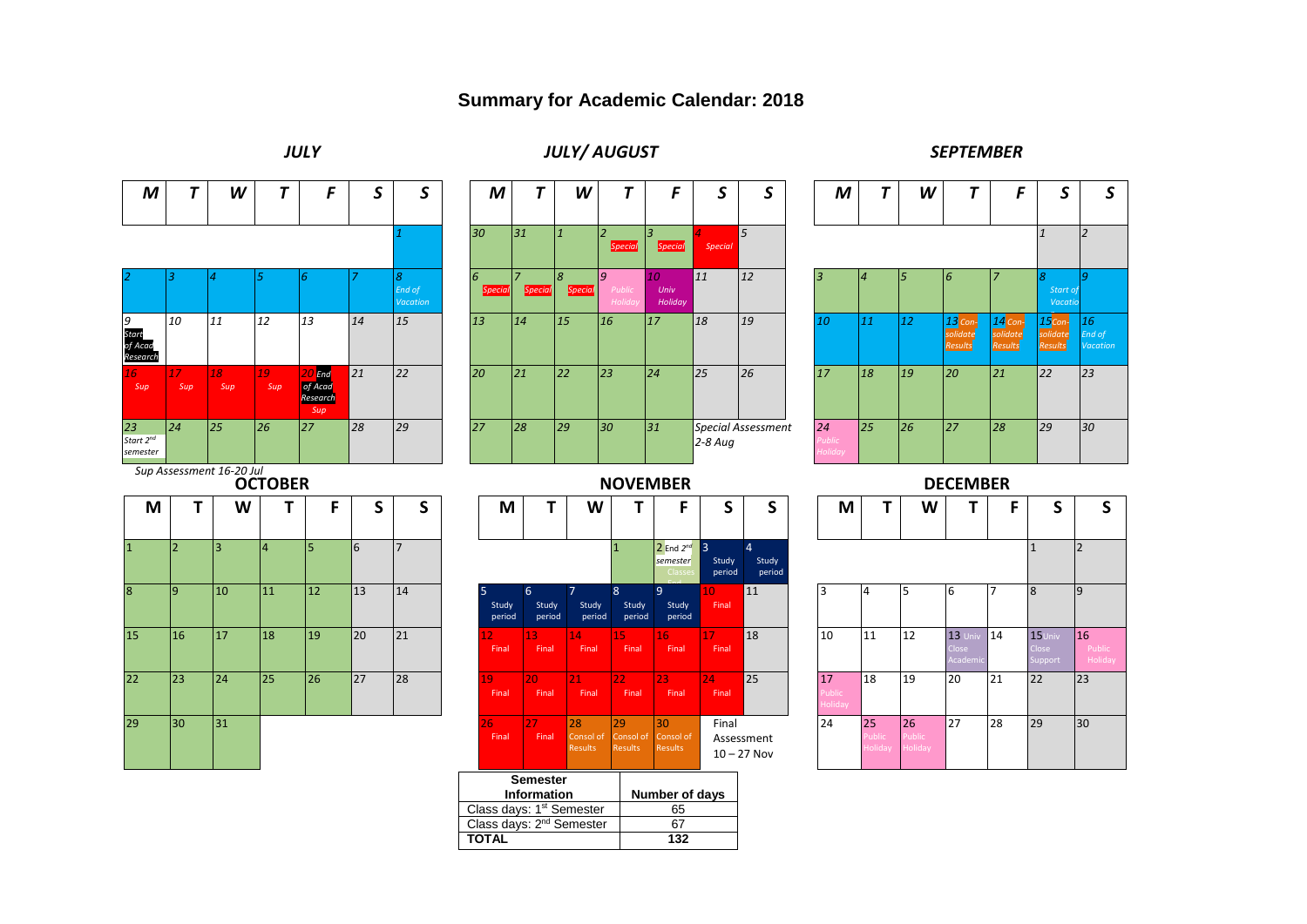# Summary for Academic Calendar: 2018

## JULY

| M | T | W | T | F | S | S |
|---|---|---|---|---|---|---|
| | | | | | | 1 |
| 2 | 3 | 4 | 5 | 6 | 7 | 8 End of Vacation |
| 9 Start of Acad Research | 10 | 11 | 12 | 13 | 14 | 15 |
| 16 Sup | 17 Sup | 18 Sup | 19 Sup | 20 End of Acad Research Sup | 21 | 22 |
| 23 Start 2nd semester | 24 | 25 | 26 | 27 | 28 | 29 |

Sup Assessment 16-20 Jul

## JULY/ AUGUST

| M | T | W | T | F | S | S |
|---|---|---|---|---|---|---|
| 30 | 31 | 1 | 2 Special | 3 Special | 4 Special | 5 |
| 6 Special | 7 Special | 8 Special | 9 Public Holiday | 10 Univ Holiday | 11 | 12 |
| 13 | 14 | 15 | 16 | 17 | 18 | 19 |
| 20 | 21 | 22 | 23 | 24 | 25 | 26 |
| 27 | 28 | 29 | 30 | 31 | Special Assessment 2-8 Aug | |

## SEPTEMBER

| M | T | W | T | F | S | S |
|---|---|---|---|---|---|---|
| | | | | | 1 | 2 |
| 3 | 4 | 5 | 6 | 7 | 8 Start of Vacatio | 9 |
| 10 | 11 | 12 | 13 Con-solidate Results | 14 Con-solidate Results | 15 Con-solidate Results | 16 End of Vacation |
| 17 | 18 | 19 | 20 | 21 | 22 | 23 |
| 24 Public Holiday | 25 | 26 | 27 | 28 | 29 | 30 |

## OCTOBER

| M | T | W | T | F | S | S |
|---|---|---|---|---|---|---|
| 1 | 2 | 3 | 4 | 5 | 6 | 7 |
| 8 | 9 | 10 | 11 | 12 | 13 | 14 |
| 15 | 16 | 17 | 18 | 19 | 20 | 21 |
| 22 | 23 | 24 | 25 | 26 | 27 | 28 |
| 29 | 30 | 31 | | | | |

## NOVEMBER

| M | T | W | T | F | S | S |
|---|---|---|---|---|---|---|
| | | | 1 | 2 End 2nd semester Classes End | 3 Study period | 4 Study period |
| 5 Study period | 6 Study period | 7 Study period | 8 Study period | 9 Study period | 10 Final | 11 |
| 12 Final | 13 Final | 14 Final | 15 Final | 16 Final | 17 Final | 18 |
| 19 Final | 20 Final | 21 Final | 22 Final | 23 Final | 24 Final | 25 |
| 26 Final | 27 Final | 28 Consol of Results | 29 Consol of Results | 30 Consol of Results | Final Assessment 10 – 27 Nov | |

## DECEMBER

| M | T | W | T | F | S | S |
|---|---|---|---|---|---|---|
| | | | | | 1 | 2 |
| 3 | 4 | 5 | 6 | 7 | 8 | 9 |
| 10 | 11 | 12 | 13 Univ Close Academic | 14 | 15 Univ Close Support | 16 Public Holiday |
| 17 Public Holiday | 18 | 19 | 20 | 21 | 22 | 23 |
| 24 | 25 Public Holiday | 26 Public Holiday | 27 | 28 | 29 | 30 |

| Semester Information | Number of days |
|---|---|
| Class days: 1st Semester | 65 |
| Class days: 2nd Semester | 67 |
| **TOTAL** | **132** |